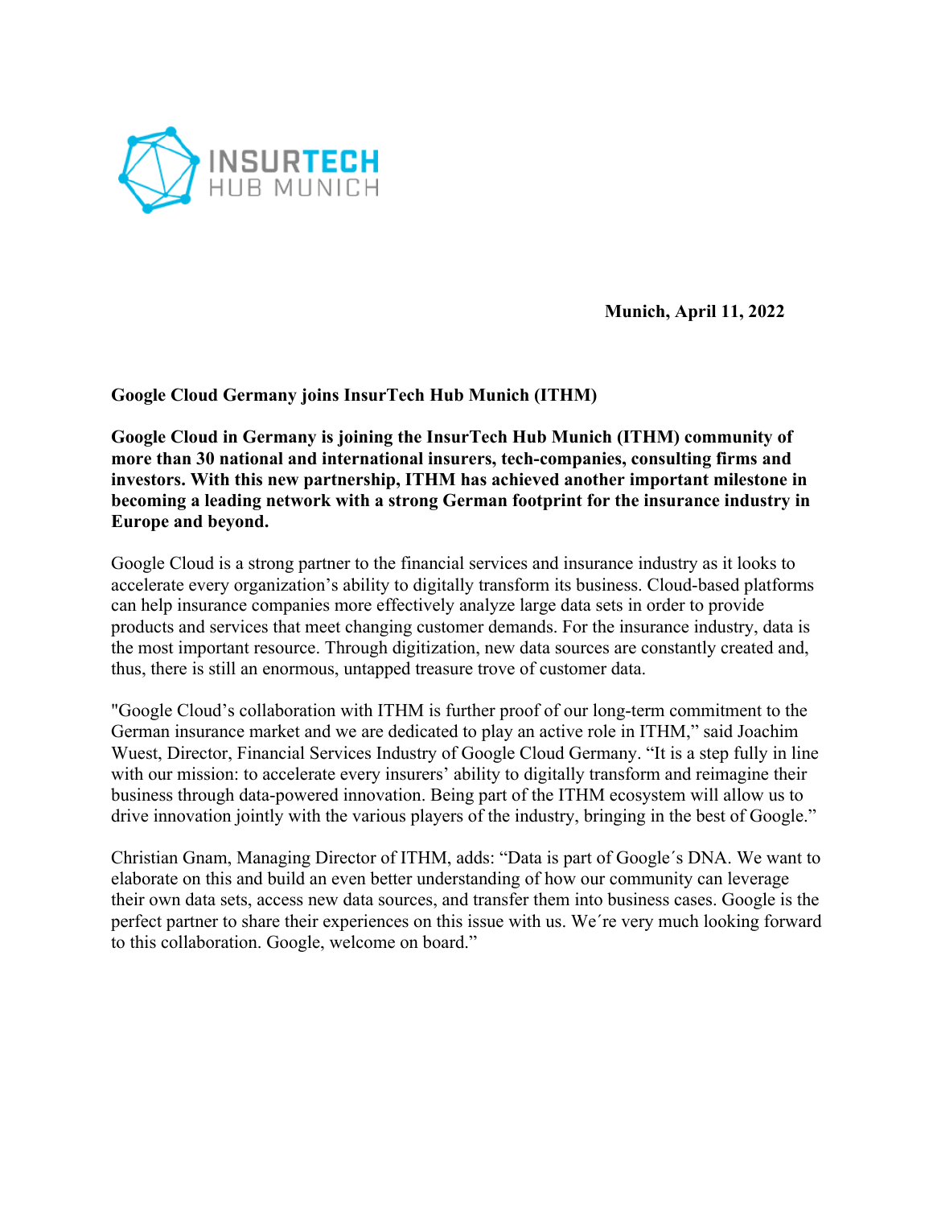INSURTECH HUB MUNICH

**Munich, April 11, 2022**

# Google Cloud Germany joins InsurTech Hub Munich (ITHM)

**Google Cloud in Germany is joining the InsurTech Hub Munich (ITHM) community of more than 30 national and international insurers, tech-companies, consulting firms and investors. With this new partnership, ITHM has achieved another important milestone in becoming a leading network with a strong German footprint for the insurance industry in Europe and beyond.**

Google Cloud is a strong partner to the financial services and insurance industry as it looks to accelerate every organization's ability to digitally transform its business. Cloud-based platforms can help insurance companies more effectively analyze large data sets in order to provide products and services that meet changing customer demands. For the insurance industry, data is the most important resource. Through digitization, new data sources are constantly created and, thus, there is still an enormous, untapped treasure trove of customer data.

"Google Cloud's collaboration with ITHM is further proof of our long-term commitment to the German insurance market and we are dedicated to play an active role in ITHM," said Joachim Wuest, Director, Financial Services Industry of Google Cloud Germany. "It is a step fully in line with our mission: to accelerate every insurers' ability to digitally transform and reimagine their business through data-powered innovation. Being part of the ITHM ecosystem will allow us to drive innovation jointly with the various players of the industry, bringing in the best of Google."

Christian Gnam, Managing Director of ITHM, adds: "Data is part of Google´s DNA. We want to elaborate on this and build an even better understanding of how our community can leverage their own data sets, access new data sources, and transfer them into business cases. Google is the perfect partner to share their experiences on this issue with us. We´re very much looking forward to this collaboration. Google, welcome on board."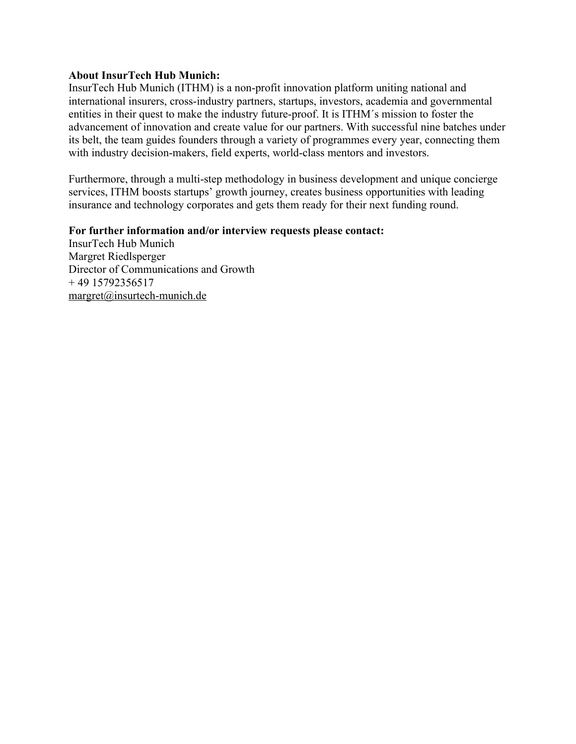**About InsurTech Hub Munich:**
InsurTech Hub Munich (ITHM) is a non-profit innovation platform uniting national and international insurers, cross-industry partners, startups, investors, academia and governmental entities in their quest to make the industry future-proof. It is ITHM´s mission to foster the advancement of innovation and create value for our partners. With successful nine batches under its belt, the team guides founders through a variety of programmes every year, connecting them with industry decision-makers, field experts, world-class mentors and investors.

Furthermore, through a multi-step methodology in business development and unique concierge services, ITHM boosts startups' growth journey, creates business opportunities with leading insurance and technology corporates and gets them ready for their next funding round.

**For further information and/or interview requests please contact:**
InsurTech Hub Munich
Margret Riedlsperger
Director of Communications and Growth
+ 49 15792356517
margret@insurtech-munich.de